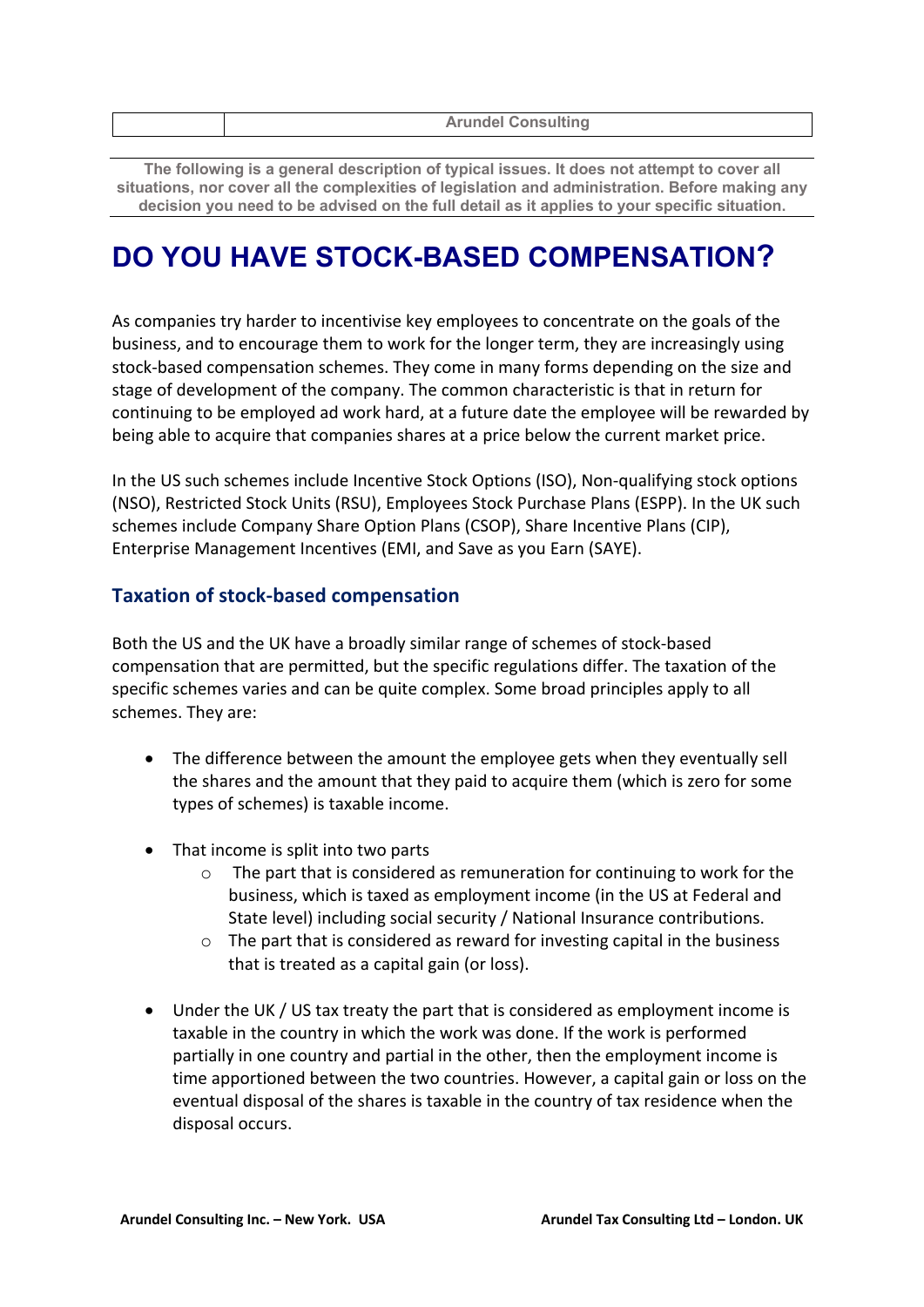| | Arundel Consulting |
|---|---|

**The following is a general description of typical issues. It does not attempt to cover all situations, nor cover all the complexities of legislation and administration. Before making any decision you need to be advised on the full detail as it applies to your specific situation.**

# DO YOU HAVE STOCK-BASED COMPENSATION?

As companies try harder to incentivise key employees to concentrate on the goals of the business, and to encourage them to work for the longer term, they are increasingly using stock-based compensation schemes. They come in many forms depending on the size and stage of development of the company. The common characteristic is that in return for continuing to be employed ad work hard, at a future date the employee will be rewarded by being able to acquire that companies shares at a price below the current market price.

In the US such schemes include Incentive Stock Options (ISO), Non-qualifying stock options (NSO), Restricted Stock Units (RSU), Employees Stock Purchase Plans (ESPP). In the UK such schemes include Company Share Option Plans (CSOP), Share Incentive Plans (CIP), Enterprise Management Incentives (EMI, and Save as you Earn (SAYE).

## Taxation of stock-based compensation

Both the US and the UK have a broadly similar range of schemes of stock-based compensation that are permitted, but the specific regulations differ. The taxation of the specific schemes varies and can be quite complex. Some broad principles apply to all schemes. They are:

- The difference between the amount the employee gets when they eventually sell the shares and the amount that they paid to acquire them (which is zero for some types of schemes) is taxable income.

- That income is split into two parts
  - The part that is considered as remuneration for continuing to work for the business, which is taxed as employment income (in the US at Federal and State level) including social security / National Insurance contributions.
  - The part that is considered as reward for investing capital in the business that is treated as a capital gain (or loss).

- Under the UK / US tax treaty the part that is considered as employment income is taxable in the country in which the work was done. If the work is performed partially in one country and partial in the other, then the employment income is time apportioned between the two countries. However, a capital gain or loss on the eventual disposal of the shares is taxable in the country of tax residence when the disposal occurs.

**Arundel Consulting Inc. – New York. USA** **Arundel Tax Consulting Ltd – London. UK**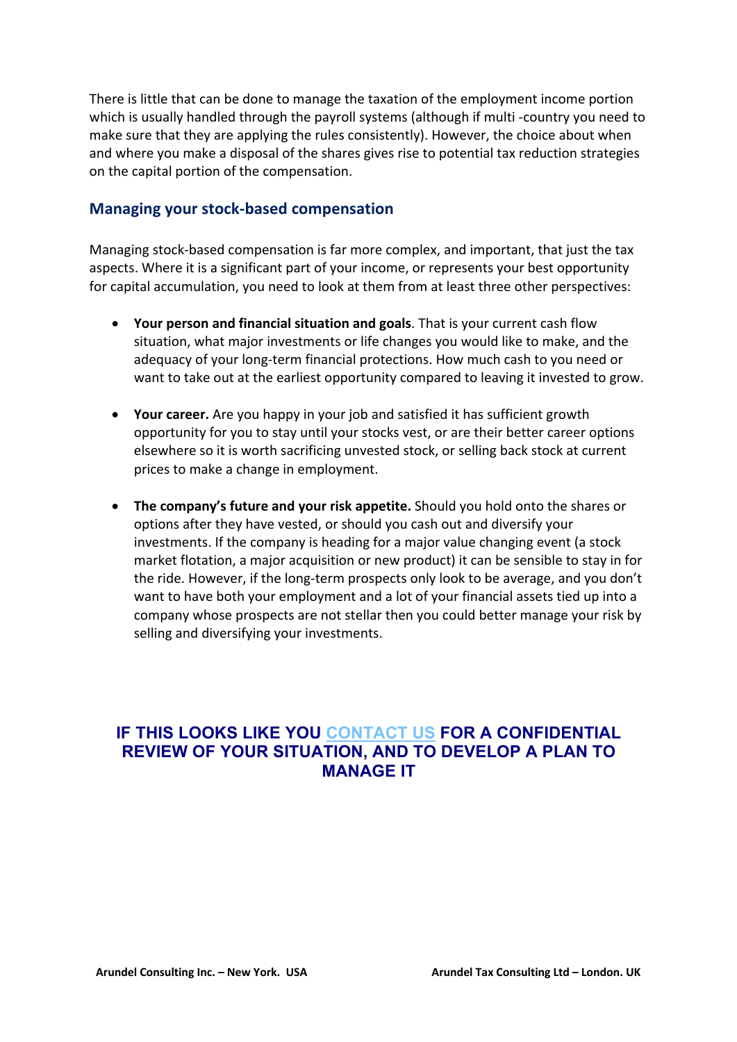There is little that can be done to manage the taxation of the employment income portion which is usually handled through the payroll systems (although if multi -country you need to make sure that they are applying the rules consistently). However, the choice about when and where you make a disposal of the shares gives rise to potential tax reduction strategies on the capital portion of the compensation.

## Managing your stock-based compensation

Managing stock-based compensation is far more complex, and important, that just the tax aspects. Where it is a significant part of your income, or represents your best opportunity for capital accumulation, you need to look at them from at least three other perspectives:

- **Your person and financial situation and goals**. That is your current cash flow situation, what major investments or life changes you would like to make, and the adequacy of your long-term financial protections. How much cash to you need or want to take out at the earliest opportunity compared to leaving it invested to grow.

- **Your career.** Are you happy in your job and satisfied it has sufficient growth opportunity for you to stay until your stocks vest, or are their better career options elsewhere so it is worth sacrificing unvested stock, or selling back stock at current prices to make a change in employment.

- **The company's future and your risk appetite.** Should you hold onto the shares or options after they have vested, or should you cash out and diversify your investments. If the company is heading for a major value changing event (a stock market flotation, a major acquisition or new product) it can be sensible to stay in for the ride. However, if the long-term prospects only look to be average, and you don't want to have both your employment and a lot of your financial assets tied up into a company whose prospects are not stellar then you could better manage your risk by selling and diversifying your investments.

**IF THIS LOOKS LIKE YOU CONTACT US FOR A CONFIDENTIAL REVIEW OF YOUR SITUATION, AND TO DEVELOP A PLAN TO MANAGE IT**